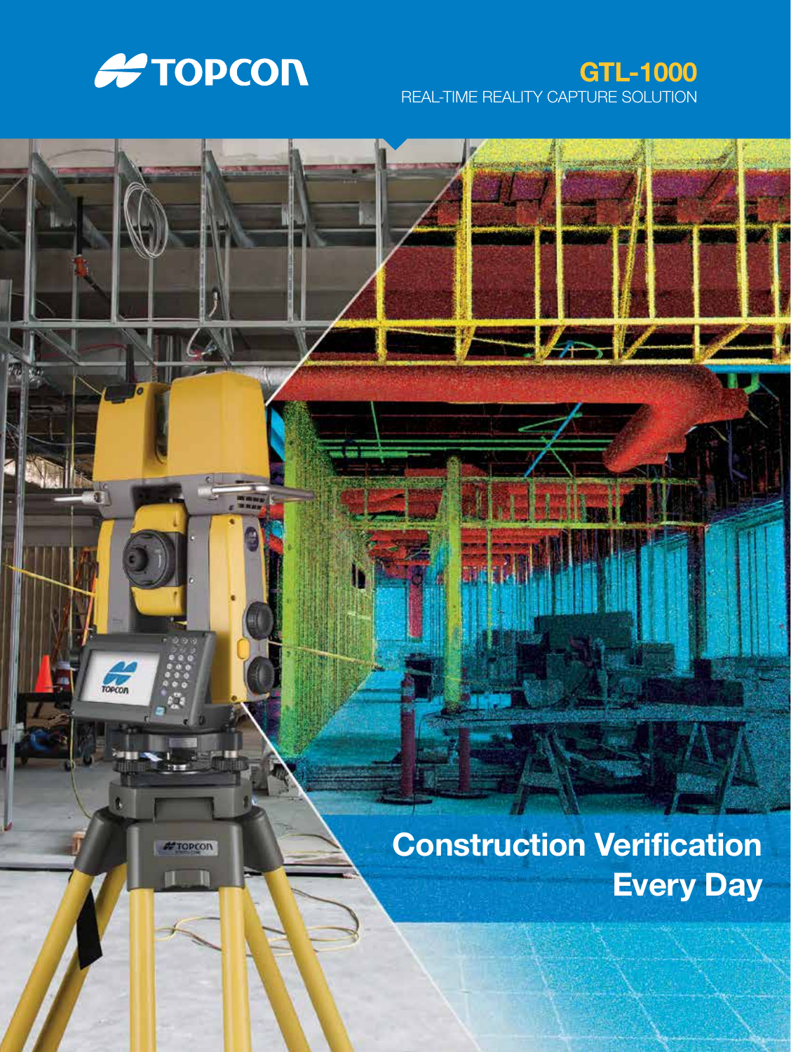TOPCON

# GTL-1000

REAL-TIME REALITY CAPTURE SOLUTION

## Construction Verification Every Day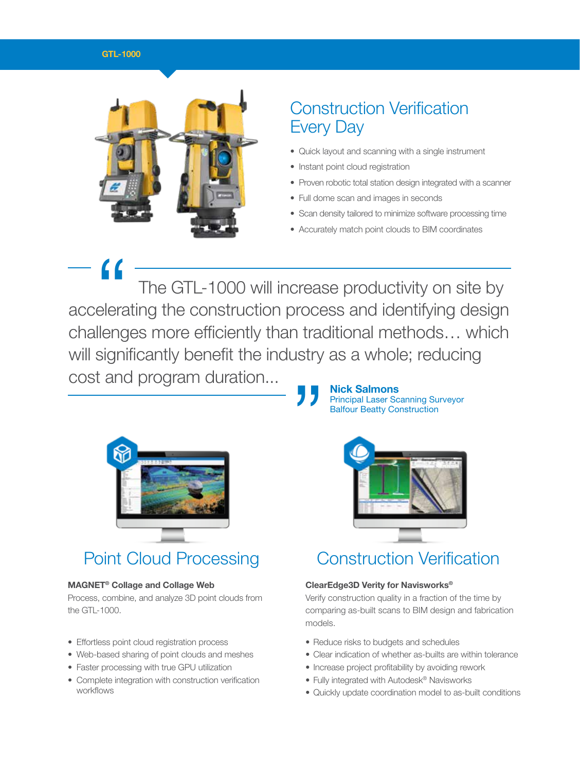## Construction Verification Every Day

- Quick layout and scanning with a single instrument
- Instant point cloud registration
- Proven robotic total station design integrated with a scanner
- Full dome scan and images in seconds
- Scan density tailored to minimize software processing time
- Accurately match point clouds to BIM coordinates

> "The GTL-1000 will increase productivity on site by accelerating the construction process and identifying design challenges more efficiently than traditional methods… which will significantly benefit the industry as a whole; reducing cost and program duration..."
>
> **Nick Salmons**
> Principal Laser Scanning Surveyor
> Balfour Beatty Construction

## Point Cloud Processing

**MAGNET® Collage and Collage Web**

Process, combine, and analyze 3D point clouds from the GTL-1000.

- Effortless point cloud registration process
- Web-based sharing of point clouds and meshes
- Faster processing with true GPU utilization
- Complete integration with construction verification workflows

## Construction Verification

**ClearEdge3D Verity for Navisworks®**

Verify construction quality in a fraction of the time by comparing as-built scans to BIM design and fabrication models.

- Reduce risks to budgets and schedules
- Clear indication of whether as-builts are within tolerance
- Increase project profitability by avoiding rework
- Fully integrated with Autodesk® Navisworks
- Quickly update coordination model to as-built conditions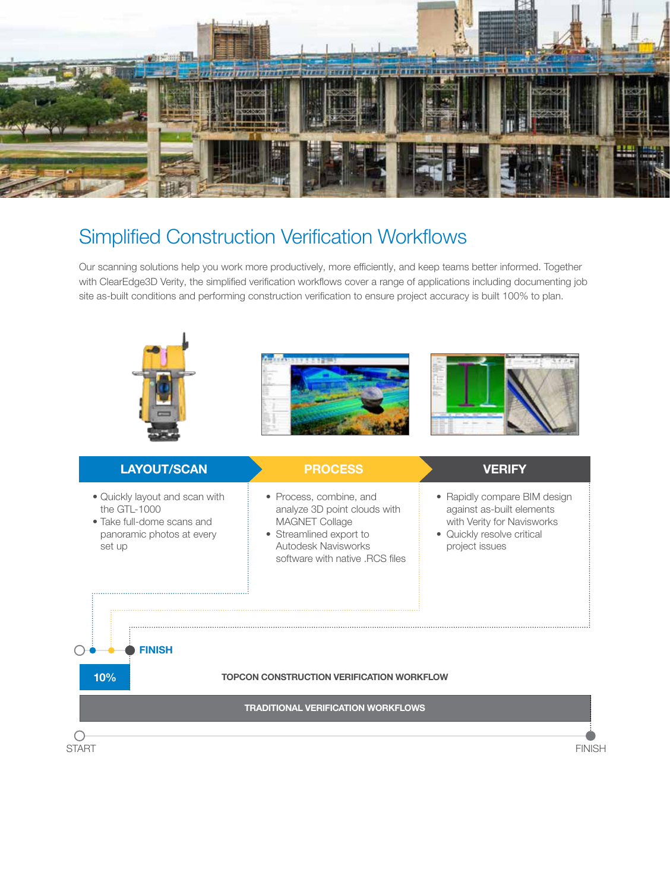## Simplified Construction Verification Workflows

Our scanning solutions help you work more productively, more efficiently, and keep teams better informed. Together with ClearEdge3D Verity, the simplified verification workflows cover a range of applications including documenting job site as-built conditions and performing construction verification to ensure project accuracy is built 100% to plan.

### LAYOUT/SCAN

- Quickly layout and scan with the GTL-1000
- Take full-dome scans and panoramic photos at every set up

### PROCESS

- Process, combine, and analyze 3D point clouds with MAGNET Collage
- Streamlined export to Autodesk Navisworks software with native .RCS files

### VERIFY

- Rapidly compare BIM design against as-built elements with Verity for Navisworks
- Quickly resolve critical project issues

FINISH

**10%** **TOPCON CONSTRUCTION VERIFICATION WORKFLOW**

**TRADITIONAL VERIFICATION WORKFLOWS**

START FINISH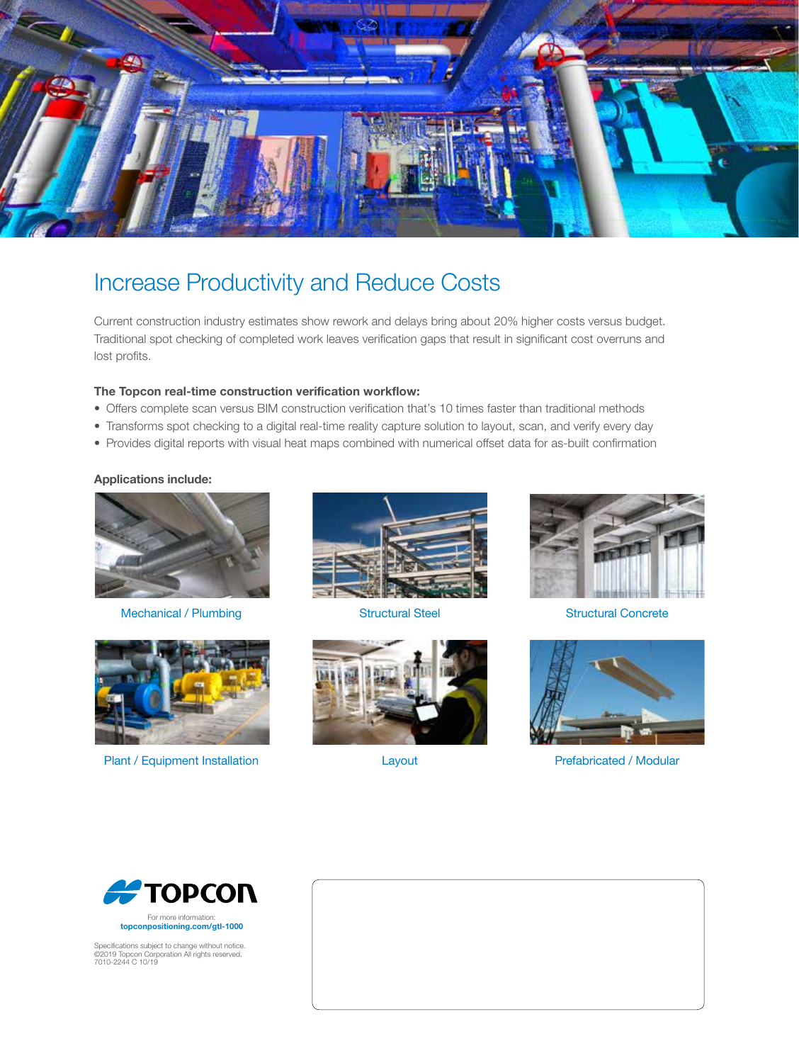## Increase Productivity and Reduce Costs

Current construction industry estimates show rework and delays bring about 20% higher costs versus budget. Traditional spot checking of completed work leaves verification gaps that result in significant cost overruns and lost profits.

**The Topcon real-time construction verification workflow:**

- Offers complete scan versus BIM construction verification that's 10 times faster than traditional methods
- Transforms spot checking to a digital real-time reality capture solution to layout, scan, and verify every day
- Provides digital reports with visual heat maps combined with numerical offset data for as-built confirmation

**Applications include:**

Mechanical / Plumbing

Structural Steel

Structural Concrete

Plant / Equipment Installation

Layout

Prefabricated / Modular

TOPCON

For more information:
**topconpositioning.com/gtl-1000**

Specifications subject to change without notice.
©2019 Topcon Corporation All rights reserved.
7010-2244 C 10/19